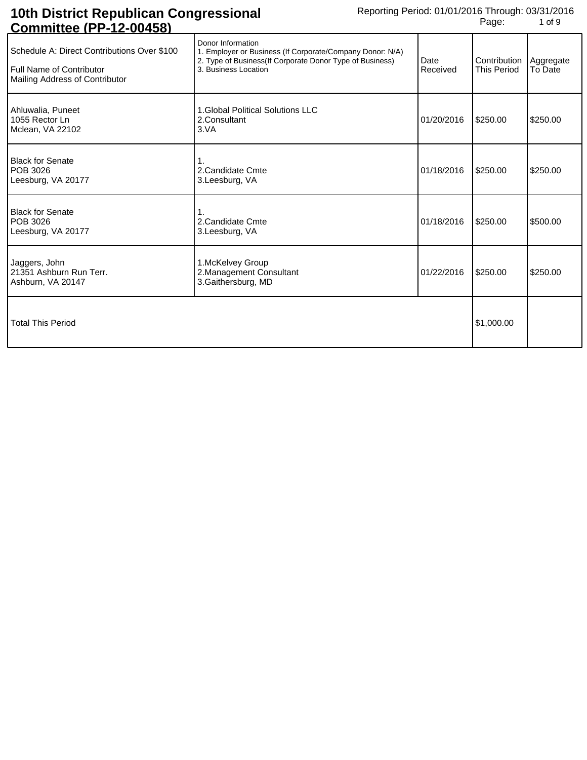# 10th District Republican Congressional Committee (PP-12-00458)

Reporting Period: 01/01/2016 Through: 03/31/2016

| Schedule A: Direct Contributions Over $100<br>Full Name of Contributor<br>Mailing Address of Contributor | Donor Information<br>1. Employer or Business (If Corporate/Company Donor: N/A)<br>2. Type of Business(If Corporate Donor Type of Business)<br>3. Business Location | Date Received | Contribution This Period | Aggregate To Date |
|---|---|---|---|---|
| Ahluwalia, Puneet<br>1055 Rector Ln<br>Mclean, VA 22102 | 1.Global Political Solutions LLC<br>2.Consultant<br>3.VA | 01/20/2016 | $250.00 | $250.00 |
| Black for Senate<br>POB 3026<br>Leesburg, VA 20177 | 1.<br>2.Candidate Cmte<br>3.Leesburg, VA | 01/18/2016 | $250.00 | $250.00 |
| Black for Senate<br>POB 3026<br>Leesburg, VA 20177 | 1.<br>2.Candidate Cmte<br>3.Leesburg, VA | 01/18/2016 | $250.00 | $500.00 |
| Jaggers, John<br>21351 Ashburn Run Terr.<br>Ashburn, VA 20147 | 1.McKelvey Group<br>2.Management Consultant<br>3.Gaithersburg, MD | 01/22/2016 | $250.00 | $250.00 |
| Total This Period | | | $1,000.00 | |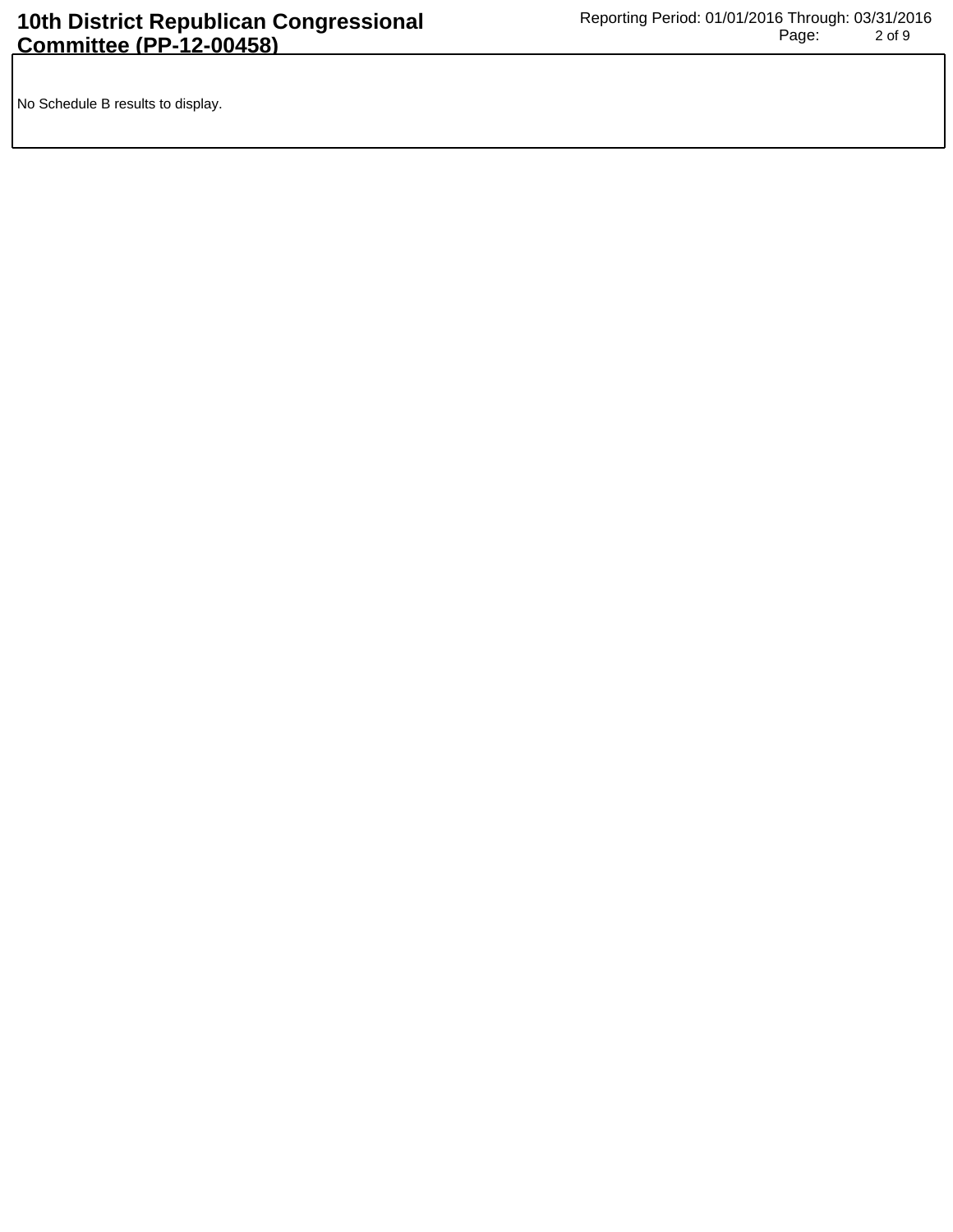No Schedule B results to display.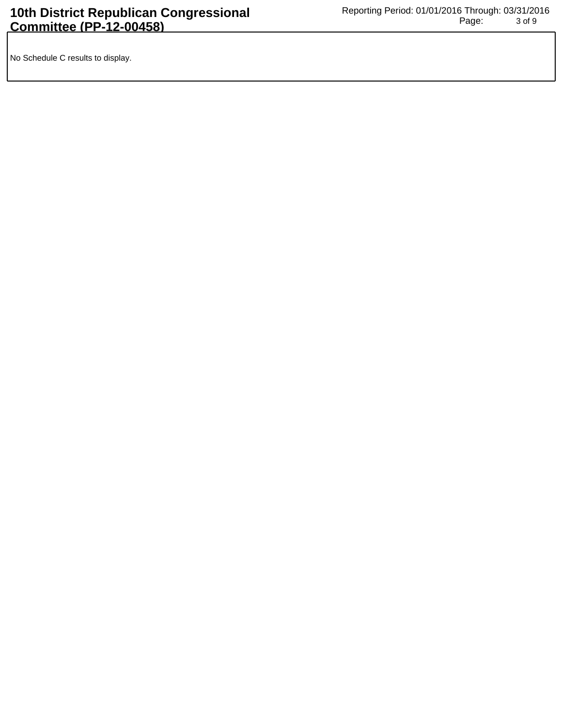No Schedule C results to display.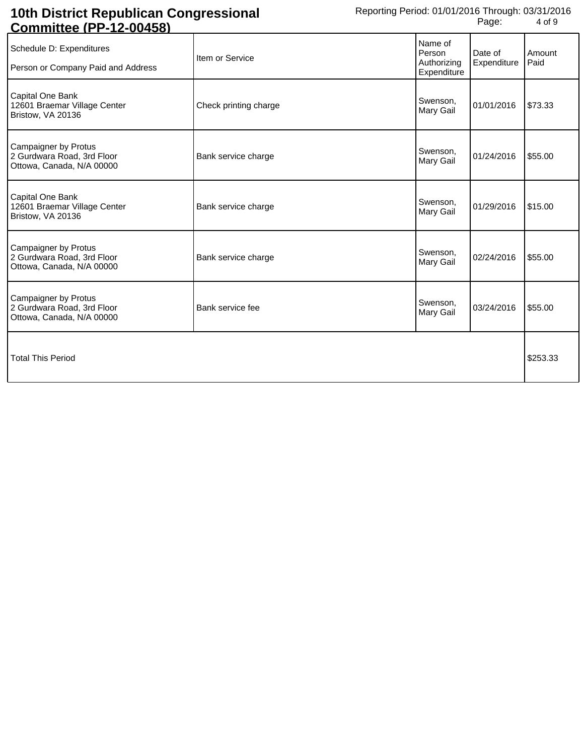# 10th District Republican Congressional Committee (PP-12-00458)

Reporting Period: 01/01/2016 Through: 03/31/2016

| Schedule D: Expenditures<br>Person or Company Paid and Address | Item or Service | Name of Person Authorizing Expenditure | Date of Expenditure | Amount Paid |
|---|---|---|---|---|
| Capital One Bank<br>12601 Braemar Village Center<br>Bristow, VA 20136 | Check printing charge | Swenson, Mary Gail | 01/01/2016 | $73.33 |
| Campaigner by Protus<br>2 Gurdwara Road, 3rd Floor<br>Ottowa, Canada, N/A 00000 | Bank service charge | Swenson, Mary Gail | 01/24/2016 | $55.00 |
| Capital One Bank<br>12601 Braemar Village Center<br>Bristow, VA 20136 | Bank service charge | Swenson, Mary Gail | 01/29/2016 | $15.00 |
| Campaigner by Protus<br>2 Gurdwara Road, 3rd Floor<br>Ottowa, Canada, N/A 00000 | Bank service charge | Swenson, Mary Gail | 02/24/2016 | $55.00 |
| Campaigner by Protus<br>2 Gurdwara Road, 3rd Floor<br>Ottowa, Canada, N/A 00000 | Bank service fee | Swenson, Mary Gail | 03/24/2016 | $55.00 |
| Total This Period | | | | $253.33 |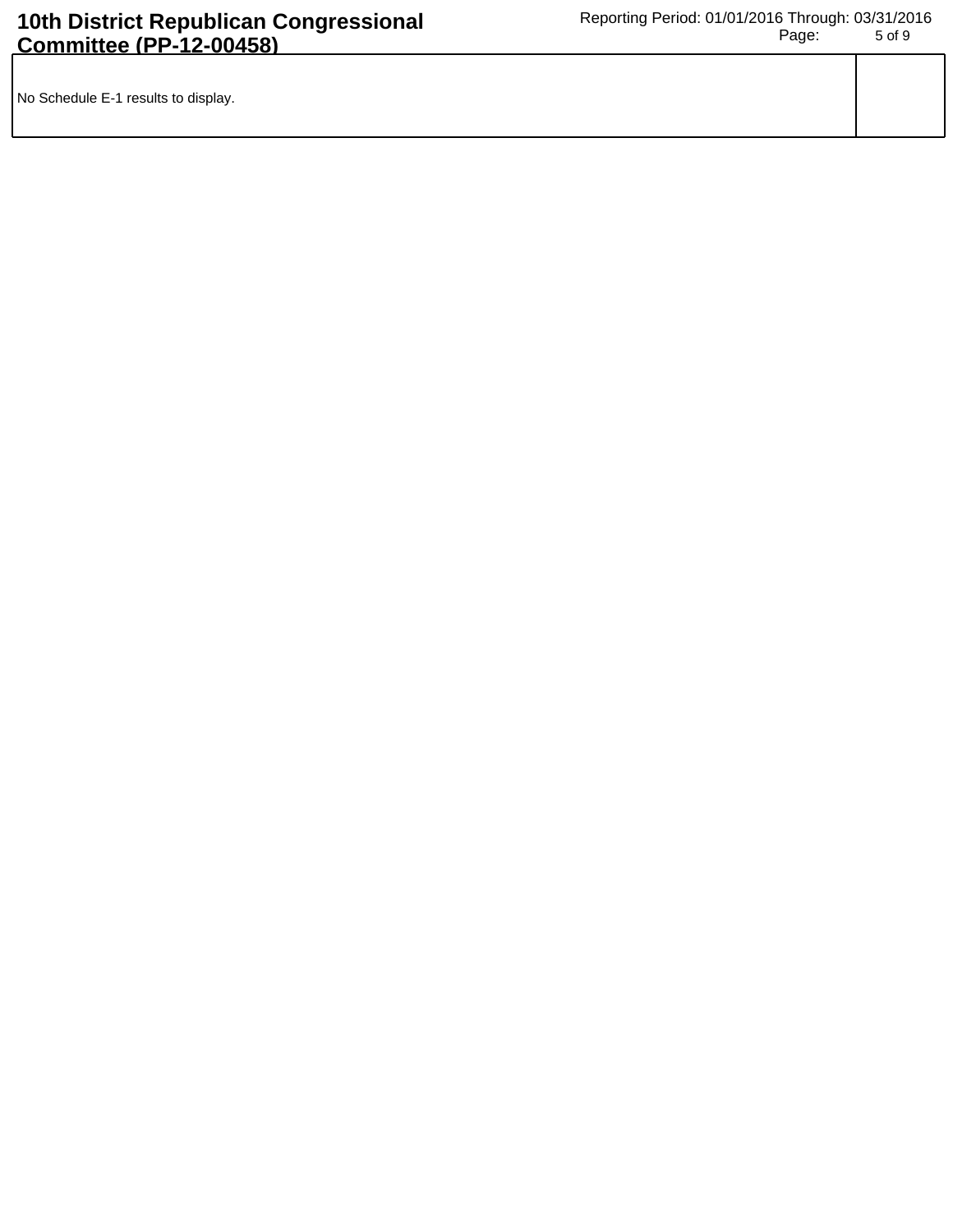No Schedule E-1 results to display.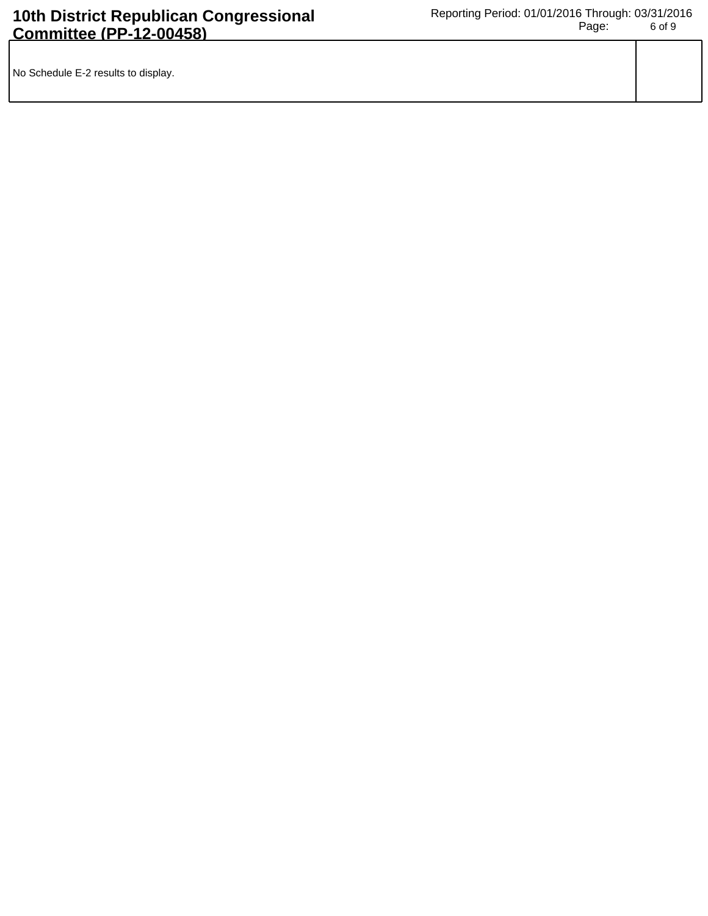No Schedule E-2 results to display.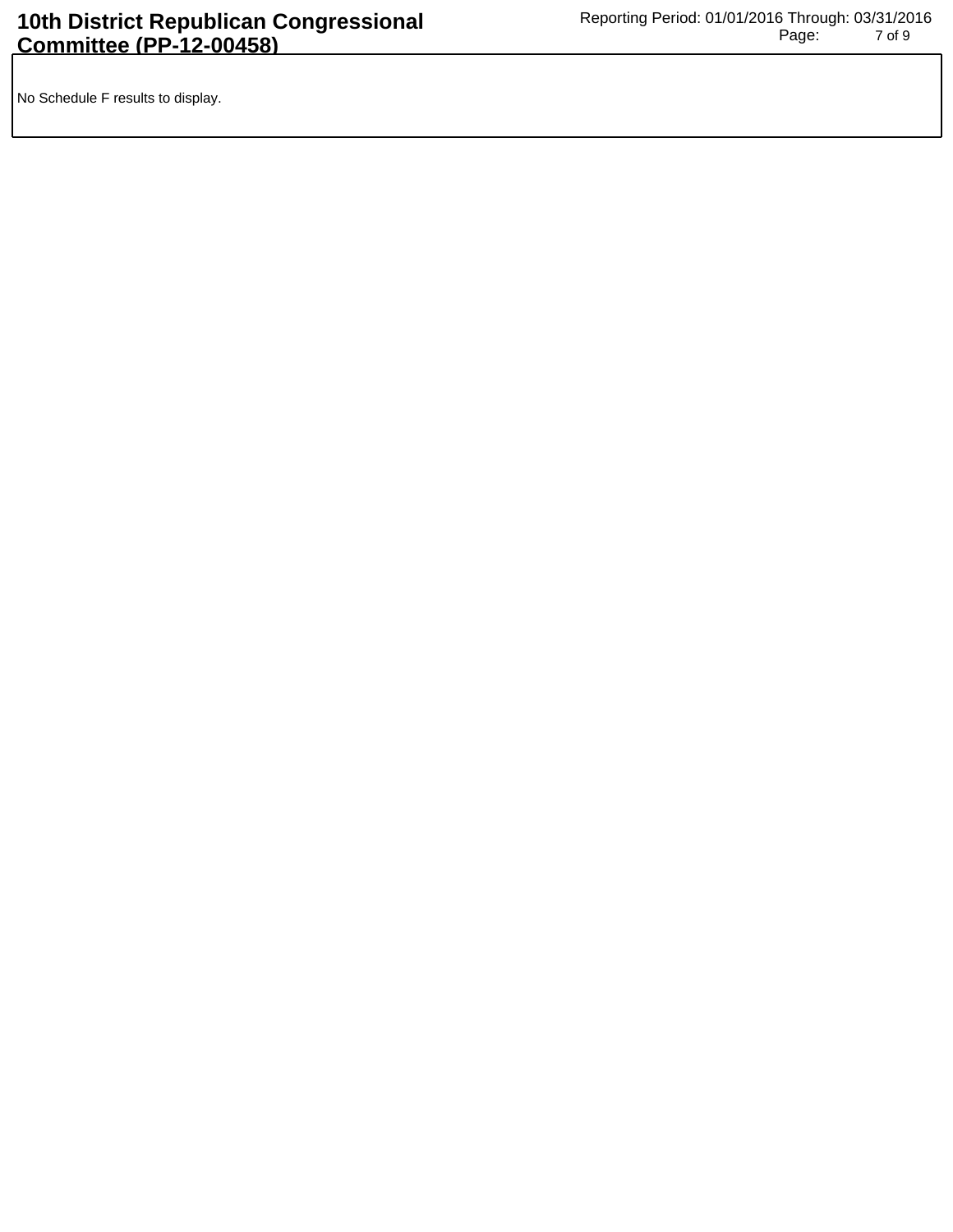No Schedule F results to display.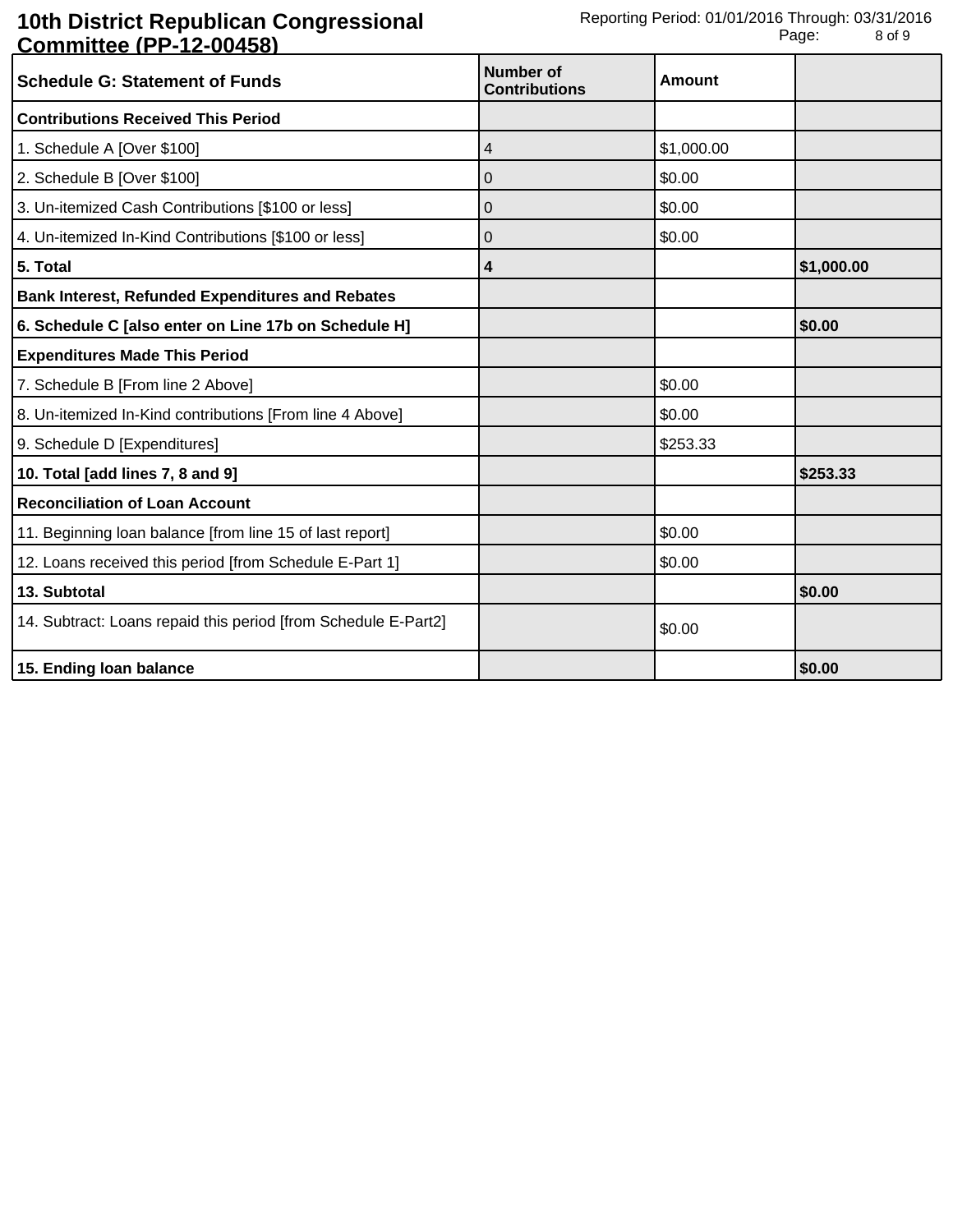**10th District Republican Congressional Committee (PP-12-00458)**

Reporting Period: 01/01/2016 Through: 03/31/2016

| Schedule G: Statement of Funds | Number of Contributions | Amount | |
|---|---|---|---|
| **Contributions Received This Period** | | | |
| 1. Schedule A [Over $100] | 4 | $1,000.00 | |
| 2. Schedule B [Over $100] | 0 | $0.00 | |
| 3. Un-itemized Cash Contributions [$100 or less] | 0 | $0.00 | |
| 4. Un-itemized In-Kind Contributions [$100 or less] | 0 | $0.00 | |
| **5. Total** | **4** | | **$1,000.00** |
| **Bank Interest, Refunded Expenditures and Rebates** | | | |
| **6. Schedule C [also enter on Line 17b on Schedule H]** | | | **$0.00** |
| **Expenditures Made This Period** | | | |
| 7. Schedule B [From line 2 Above] | | $0.00 | |
| 8. Un-itemized In-Kind contributions [From line 4 Above] | | $0.00 | |
| 9. Schedule D [Expenditures] | | $253.33 | |
| **10. Total [add lines 7, 8 and 9]** | | | **$253.33** |
| **Reconciliation of Loan Account** | | | |
| 11. Beginning loan balance [from line 15 of last report] | | $0.00 | |
| 12. Loans received this period [from Schedule E-Part 1] | | $0.00 | |
| **13. Subtotal** | | | **$0.00** |
| 14. Subtract: Loans repaid this period [from Schedule E-Part2] | | $0.00 | |
| **15. Ending loan balance** | | | **$0.00** |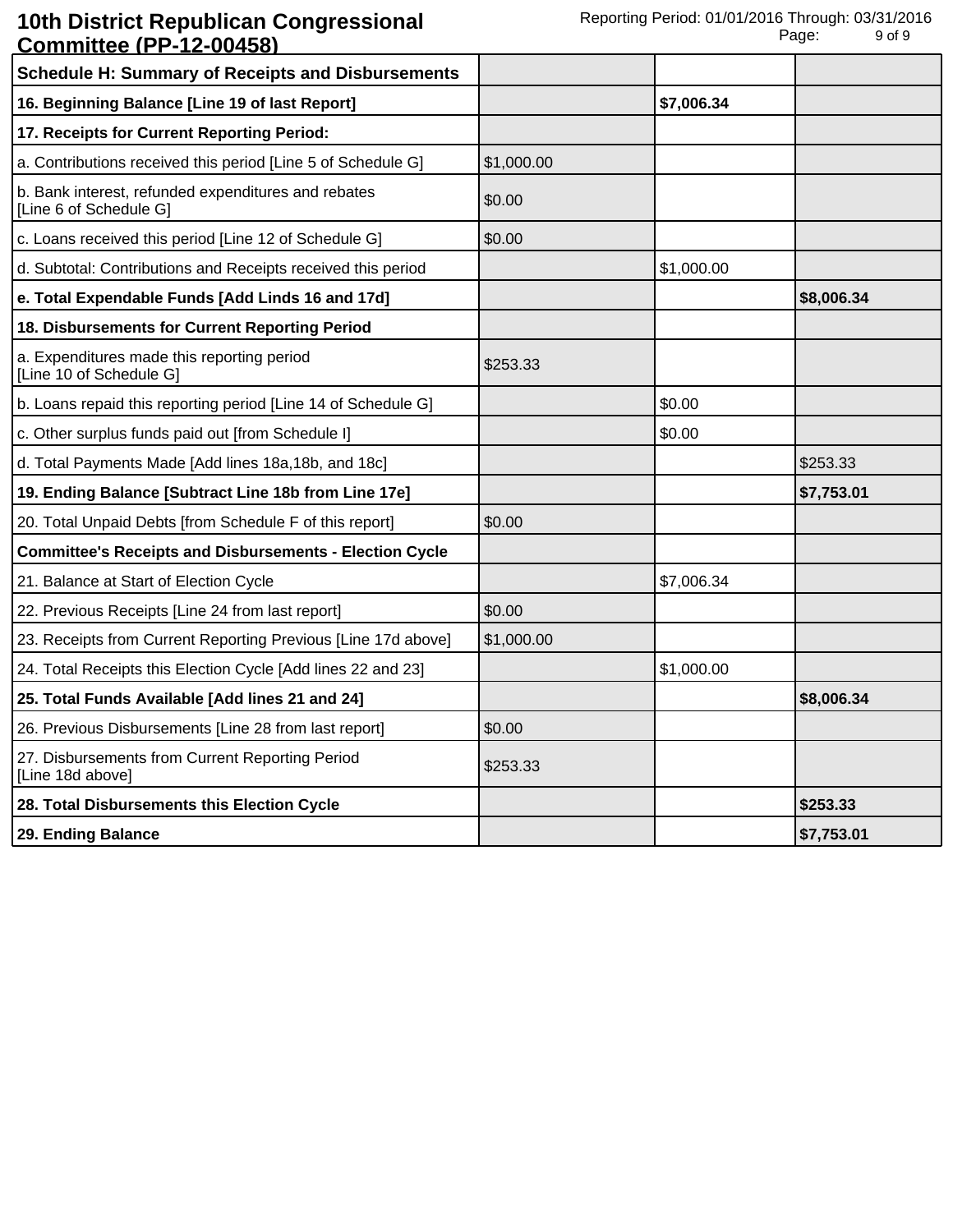# 10th District Republican Congressional Committee (PP-12-00458)

Reporting Period: 01/01/2016 Through: 03/31/2016

| | | | |
|---|---|---|---|
| **Schedule H: Summary of Receipts and Disbursements** | | | |
| **16. Beginning Balance [Line 19 of last Report]** | | **$7,006.34** | |
| **17. Receipts for Current Reporting Period:** | | | |
| a. Contributions received this period [Line 5 of Schedule G] | $1,000.00 | | |
| b. Bank interest, refunded expenditures and rebates [Line 6 of Schedule G] | $0.00 | | |
| c. Loans received this period [Line 12 of Schedule G] | $0.00 | | |
| d. Subtotal: Contributions and Receipts received this period | | $1,000.00 | |
| **e. Total Expendable Funds [Add Linds 16 and 17d]** | | | **$8,006.34** |
| **18. Disbursements for Current Reporting Period** | | | |
| a. Expenditures made this reporting period [Line 10 of Schedule G] | $253.33 | | |
| b. Loans repaid this reporting period [Line 14 of Schedule G] | | $0.00 | |
| c. Other surplus funds paid out [from Schedule I] | | $0.00 | |
| d. Total Payments Made [Add lines 18a,18b, and 18c] | | | $253.33 |
| **19. Ending Balance [Subtract Line 18b from Line 17e]** | | | **$7,753.01** |
| 20. Total Unpaid Debts [from Schedule F of this report] | $0.00 | | |
| **Committee's Receipts and Disbursements - Election Cycle** | | | |
| 21. Balance at Start of Election Cycle | | $7,006.34 | |
| 22. Previous Receipts [Line 24 from last report] | $0.00 | | |
| 23. Receipts from Current Reporting Previous [Line 17d above] | $1,000.00 | | |
| 24. Total Receipts this Election Cycle [Add lines 22 and 23] | | $1,000.00 | |
| **25. Total Funds Available [Add lines 21 and 24]** | | | **$8,006.34** |
| 26. Previous Disbursements [Line 28 from last report] | $0.00 | | |
| 27. Disbursements from Current Reporting Period [Line 18d above] | $253.33 | | |
| **28. Total Disbursements this Election Cycle** | | | **$253.33** |
| **29. Ending Balance** | | | **$7,753.01** |